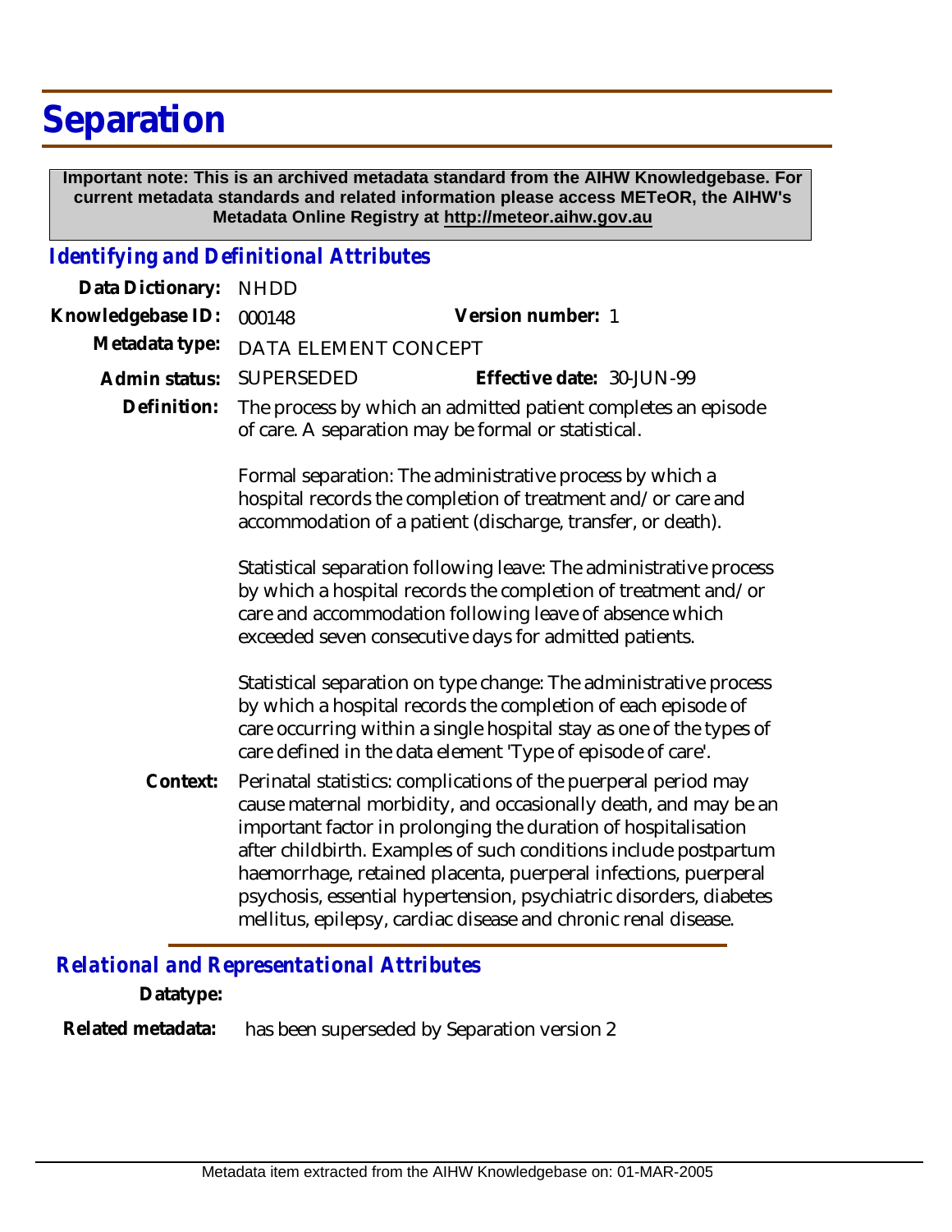# Separation

**Important note: This is an archived metadata standard from the AIHW Knowledgebase. For current metadata standards and related information please access METeOR, the AIHW's Metadata Online Registry at http://meteor.aihw.gov.au**

## *Identifying and Definitional Attributes*

**Data Dictionary:** NHDD

**Knowledgebase ID:** 000148 **Version number:** 1

**Metadata type:** DATA ELEMENT CONCEPT

**Admin status:** SUPERSEDED **Effective date:** 30-JUN-99

**Definition:** The process by which an admitted patient completes an episode of care. A separation may be formal or statistical.

Formal separation: The administrative process by which a hospital records the completion of treatment and/or care and accommodation of a patient (discharge, transfer, or death).

Statistical separation following leave: The administrative process by which a hospital records the completion of treatment and/or care and accommodation following leave of absence which exceeded seven consecutive days for admitted patients.

Statistical separation on type change: The administrative process by which a hospital records the completion of each episode of care occurring within a single hospital stay as one of the types of care defined in the data element 'Type of episode of care'.

**Context:** Perinatal statistics: complications of the puerperal period may cause maternal morbidity, and occasionally death, and may be an important factor in prolonging the duration of hospitalisation after childbirth. Examples of such conditions include postpartum haemorrhage, retained placenta, puerperal infections, puerperal psychosis, essential hypertension, psychiatric disorders, diabetes mellitus, epilepsy, cardiac disease and chronic renal disease.

## *Relational and Representational Attributes*

**Datatype:**

**Related metadata:** has been superseded by Separation version 2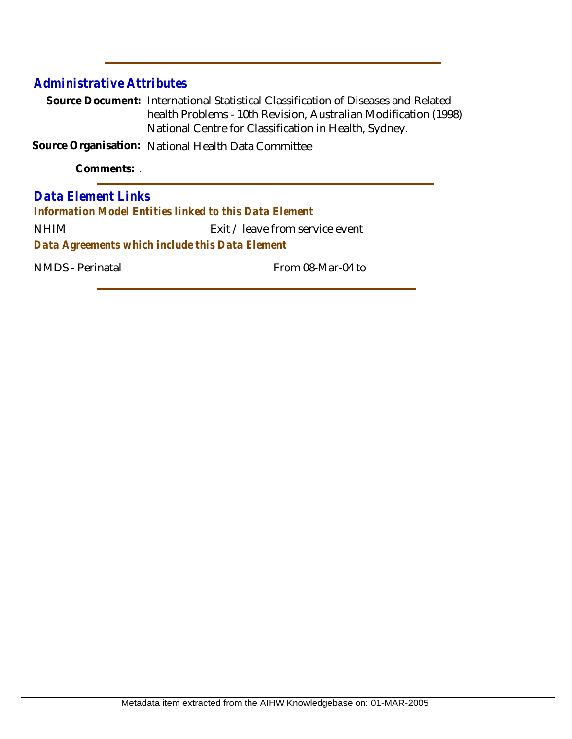## Administrative Attributes

**Source Document:** International Statistical Classification of Diseases and Related health Problems - 10th Revision, Australian Modification (1998) National Centre for Classification in Health, Sydney.

**Source Organisation:** National Health Data Committee

**Comments:** .

## Data Element Links

### Information Model Entities linked to this Data Element

| | |
|---|---|
| NHIM | Exit / leave from service event |

### Data Agreements which include this Data Element

| | |
|---|---|
| NMDS - Perinatal | From 08-Mar-04 to |

Metadata item extracted from the AIHW Knowledgebase on: 01-MAR-2005